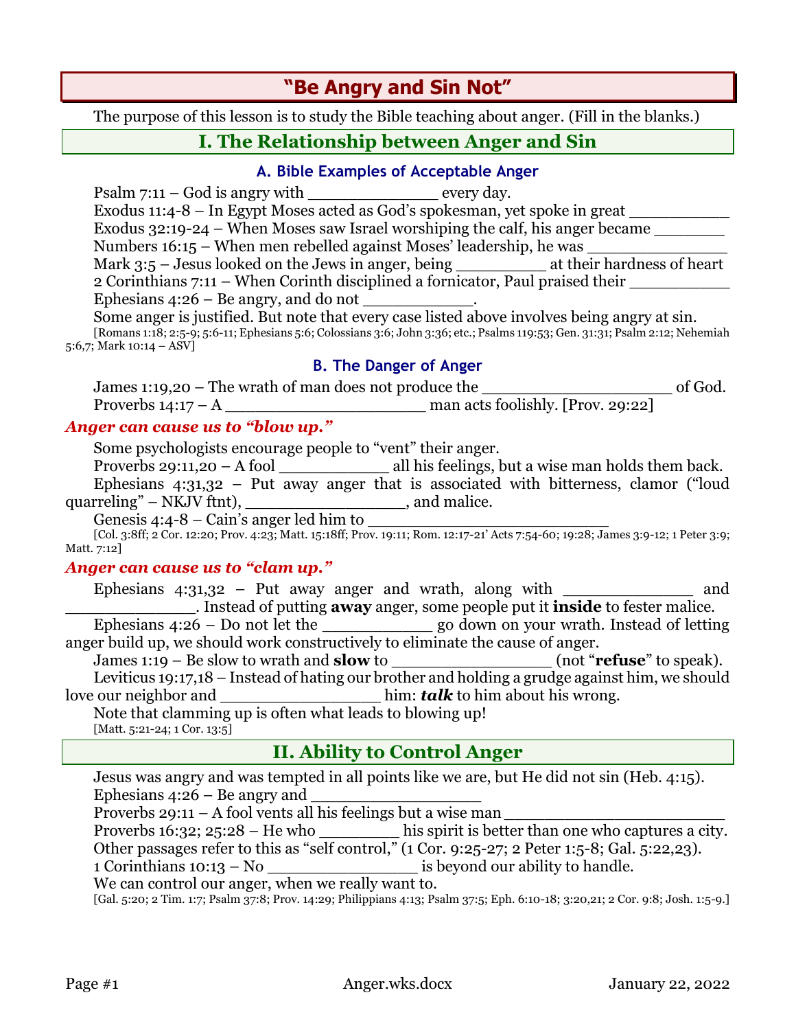# "Be Angry and Sin Not"

The purpose of this lesson is to study the Bible teaching about anger. (Fill in the blanks.)

## I. The Relationship between Anger and Sin

### A. Bible Examples of Acceptable Anger

Psalm 7:11 – God is angry with _____________ every day.
Exodus 11:4-8 – In Egypt Moses acted as God's spokesman, yet spoke in great __________
Exodus 32:19-24 – When Moses saw Israel worshiping the calf, his anger became _______
Numbers 16:15 – When men rebelled against Moses' leadership, he was ______________
Mark 3:5 – Jesus looked on the Jews in anger, being _________ at their hardness of heart
2 Corinthians 7:11 – When Corinth disciplined a fornicator, Paul praised their __________
Ephesians 4:26 – Be angry, and do not ___________.
Some anger is justified. But note that every case listed above involves being angry at sin.
[Romans 1:18; 2:5-9; 5:6-11; Ephesians 5:6; Colossians 3:6; John 3:36; etc.; Psalms 119:53; Gen. 31:31; Psalm 2:12; Nehemiah 5:6,7; Mark 10:14 – ASV]

### B. The Danger of Anger

James 1:19,20 – The wrath of man does not produce the ___________________ of God.
Proverbs 14:17 – A ___________________ man acts foolishly. [Prov. 29:22]

***Anger can cause us to "blow up."***

Some psychologists encourage people to "vent" their anger.
Proverbs 29:11,20 – A fool ___________ all his feelings, but a wise man holds them back.
Ephesians 4:31,32 – Put away anger that is associated with bitterness, clamor ("loud quarreling" – NKJV ftnt), ________________, and malice.
Genesis 4:4-8 – Cain's anger led him to ______________________
[Col. 3:8ff; 2 Cor. 12:20; Prov. 4:23; Matt. 15:18ff; Prov. 19:11; Rom. 12:17-21' Acts 7:54-60; 19:28; James 3:9-12; 1 Peter 3:9; Matt. 7:12]

***Anger can cause us to "clam up."***

Ephesians 4:31,32 – Put away anger and wrath, along with _____________ and _____________. Instead of putting **away** anger, some people put it **inside** to fester malice.
Ephesians 4:26 – Do not let the ___________ go down on your wrath. Instead of letting anger build up, we should work constructively to eliminate the cause of anger.
James 1:19 – Be slow to wrath and **slow** to _______________ (not "**refuse**" to speak).
Leviticus 19:17,18 – Instead of hating our brother and holding a grudge against him, we should love our neighbor and _______________ him: ***talk*** to him about his wrong.
Note that clamming up is often what leads to blowing up!
[Matt. 5:21-24; 1 Cor. 13:5]

## II. Ability to Control Anger

Jesus was angry and was tempted in all points like we are, but He did not sin (Heb. 4:15).
Ephesians 4:26 – Be angry and _________________
Proverbs 29:11 – A fool vents all his feelings but a wise man ______________________
Proverbs 16:32; 25:28 – He who ________ his spirit is better than one who captures a city.
Other passages refer to this as "self control," (1 Cor. 9:25-27; 2 Peter 1:5-8; Gal. 5:22,23).
1 Corinthians 10:13 – No _______________ is beyond our ability to handle.
We can control our anger, when we really want to.
[Gal. 5:20; 2 Tim. 1:7; Psalm 37:8; Prov. 14:29; Philippians 4:13; Psalm 37:5; Eph. 6:10-18; 3:20,21; 2 Cor. 9:8; Josh. 1:5-9.]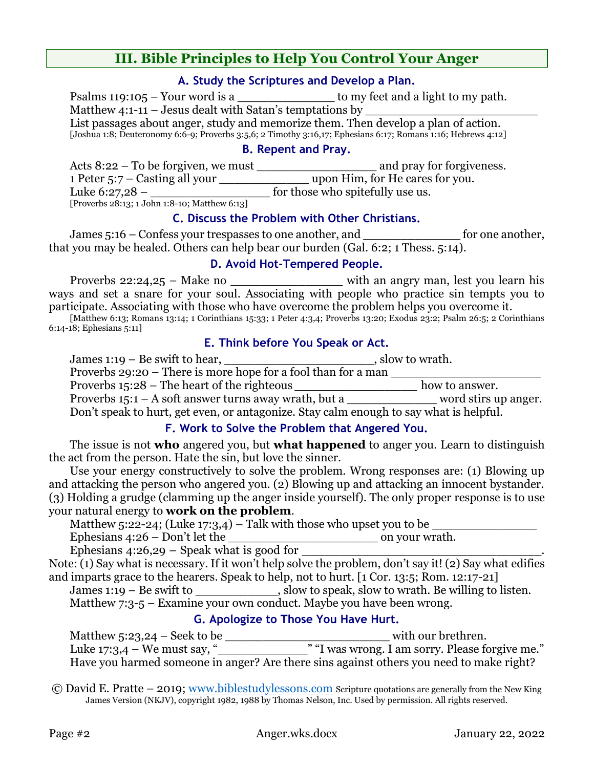## III. Bible Principles to Help You Control Your Anger

### A. Study the Scriptures and Develop a Plan.

Psalms 119:105 – Your word is a _____________ to my feet and a light to my path.
Matthew 4:1-11 – Jesus dealt with Satan's temptations by _______________________
List passages about anger, study and memorize them. Then develop a plan of action.
[Joshua 1:8; Deuteronomy 6:6-9; Proverbs 3:5,6; 2 Timothy 3:16,17; Ephesians 6:17; Romans 1:16; Hebrews 4:12]

### B. Repent and Pray.

Acts 8:22 – To be forgiven, we must ________________ and pray for forgiveness.
1 Peter 5:7 – Casting all your ____________ upon Him, for He cares for you.
Luke 6:27,28 – ________________ for those who spitefully use us.
[Proverbs 28:13; 1 John 1:8-10; Matthew 6:13]

### C. Discuss the Problem with Other Christians.

James 5:16 – Confess your trespasses to one another, and _____________ for one another, that you may be healed. Others can help bear our burden (Gal. 6:2; 1 Thess. 5:14).

### D. Avoid Hot-Tempered People.

Proverbs 22:24,25 – Make no _______________ with an angry man, lest you learn his ways and set a snare for your soul. Associating with people who practice sin tempts you to participate. Associating with those who have overcome the problem helps you overcome it.
[Matthew 6:13; Romans 13:14; 1 Corinthians 15:33; 1 Peter 4:3,4; Proverbs 13:20; Exodus 23:2; Psalm 26:5; 2 Corinthians 6:14-18; Ephesians 5:11]

### E. Think before You Speak or Act.

James 1:19 – Be swift to hear, ____________________, slow to wrath.
Proverbs 29:20 – There is more hope for a fool than for a man ____________________
Proverbs 15:28 – The heart of the righteous ________________ how to answer.
Proverbs 15:1 – A soft answer turns away wrath, but a ____________ word stirs up anger.
Don't speak to hurt, get even, or antagonize. Stay calm enough to say what is helpful.

### F. Work to Solve the Problem that Angered You.

The issue is not **who** angered you, but **what happened** to anger you. Learn to distinguish the act from the person. Hate the sin, but love the sinner.

Use your energy constructively to solve the problem. Wrong responses are: (1) Blowing up and attacking the person who angered you. (2) Blowing up and attacking an innocent bystander. (3) Holding a grudge (clamming up the anger inside yourself). The only proper response is to use your natural energy to **work on the problem**.

Matthew 5:22-24; (Luke 17:3,4) – Talk with those who upset you to be ______________
Ephesians 4:26 – Don't let the ____________________ on your wrath.
Ephesians 4:26,29 – Speak what is good for _________________________________.
Note: (1) Say what is necessary. If it won't help solve the problem, don't say it! (2) Say what edifies and imparts grace to the hearers. Speak to help, not to hurt. [1 Cor. 13:5; Rom. 12:17-21]
James 1:19 – Be swift to ___________, slow to speak, slow to wrath. Be willing to listen.
Matthew 7:3-5 – Examine your own conduct. Maybe you have been wrong.

### G. Apologize to Those You Have Hurt.

Matthew 5:23,24 – Seek to be ______________________ with our brethren.
Luke 17:3,4 – We must say, "____________" "I was wrong. I am sorry. Please forgive me."
Have you harmed someone in anger? Are there sins against others you need to make right?

© David E. Pratte – 2019; www.biblestudylessons.com Scripture quotations are generally from the New King James Version (NKJV), copyright 1982, 1988 by Thomas Nelson, Inc. Used by permission. All rights reserved.